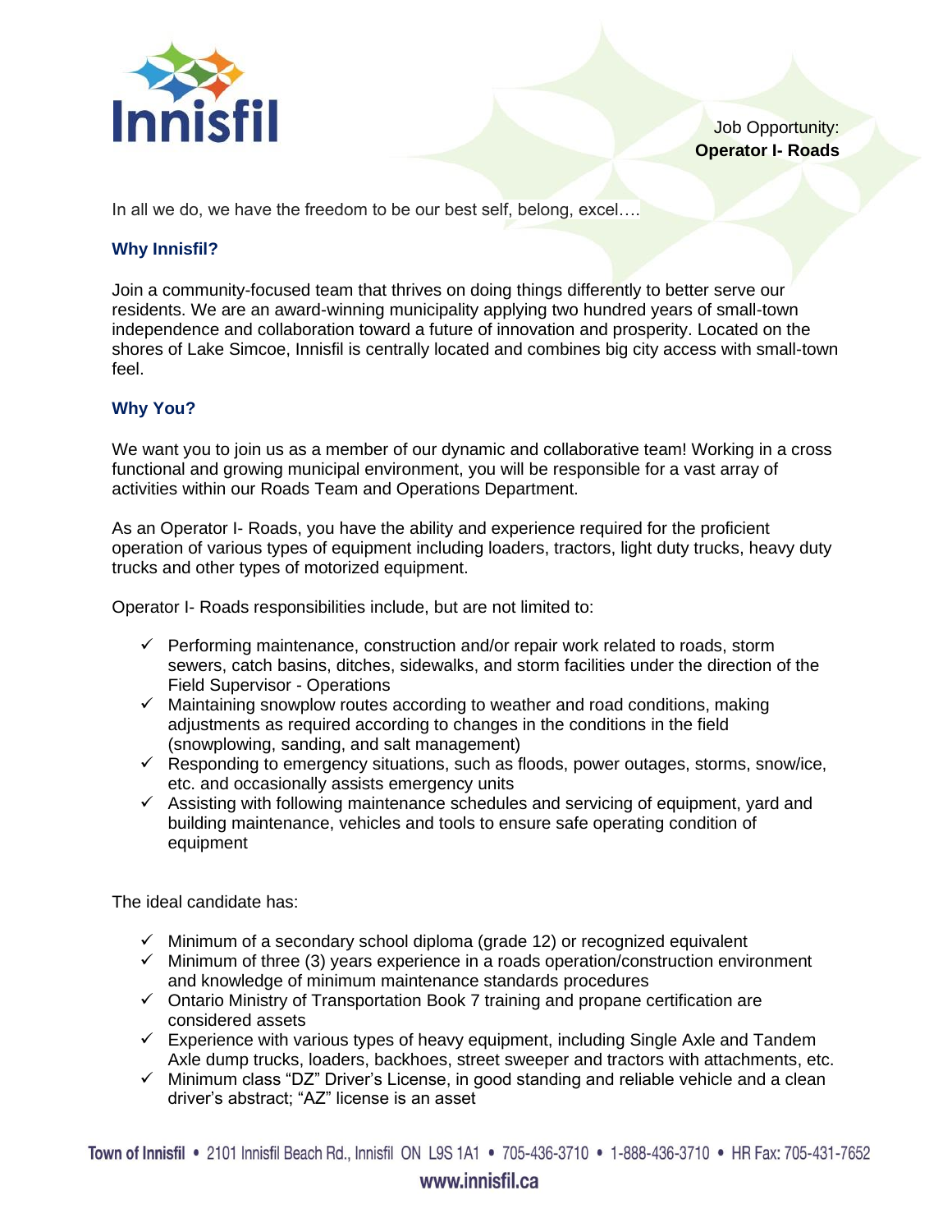Job Opportunity:
**Operator I- Roads**

In all we do, we have the freedom to be our best self, belong, excel….

## Why Innisfil?

Join a community-focused team that thrives on doing things differently to better serve our residents. We are an award-winning municipality applying two hundred years of small-town independence and collaboration toward a future of innovation and prosperity. Located on the shores of Lake Simcoe, Innisfil is centrally located and combines big city access with small-town feel.

## Why You?

We want you to join us as a member of our dynamic and collaborative team! Working in a cross functional and growing municipal environment, you will be responsible for a vast array of activities within our Roads Team and Operations Department.

As an Operator I- Roads, you have the ability and experience required for the proficient operation of various types of equipment including loaders, tractors, light duty trucks, heavy duty trucks and other types of motorized equipment.

Operator I- Roads responsibilities include, but are not limited to:

- ✓ Performing maintenance, construction and/or repair work related to roads, storm sewers, catch basins, ditches, sidewalks, and storm facilities under the direction of the Field Supervisor - Operations
- ✓ Maintaining snowplow routes according to weather and road conditions, making adjustments as required according to changes in the conditions in the field (snowplowing, sanding, and salt management)
- ✓ Responding to emergency situations, such as floods, power outages, storms, snow/ice, etc. and occasionally assists emergency units
- ✓ Assisting with following maintenance schedules and servicing of equipment, yard and building maintenance, vehicles and tools to ensure safe operating condition of equipment

The ideal candidate has:

- ✓ Minimum of a secondary school diploma (grade 12) or recognized equivalent
- ✓ Minimum of three (3) years experience in a roads operation/construction environment and knowledge of minimum maintenance standards procedures
- ✓ Ontario Ministry of Transportation Book 7 training and propane certification are considered assets
- ✓ Experience with various types of heavy equipment, including Single Axle and Tandem Axle dump trucks, loaders, backhoes, street sweeper and tractors with attachments, etc.
- ✓ Minimum class "DZ" Driver's License, in good standing and reliable vehicle and a clean driver's abstract; "AZ" license is an asset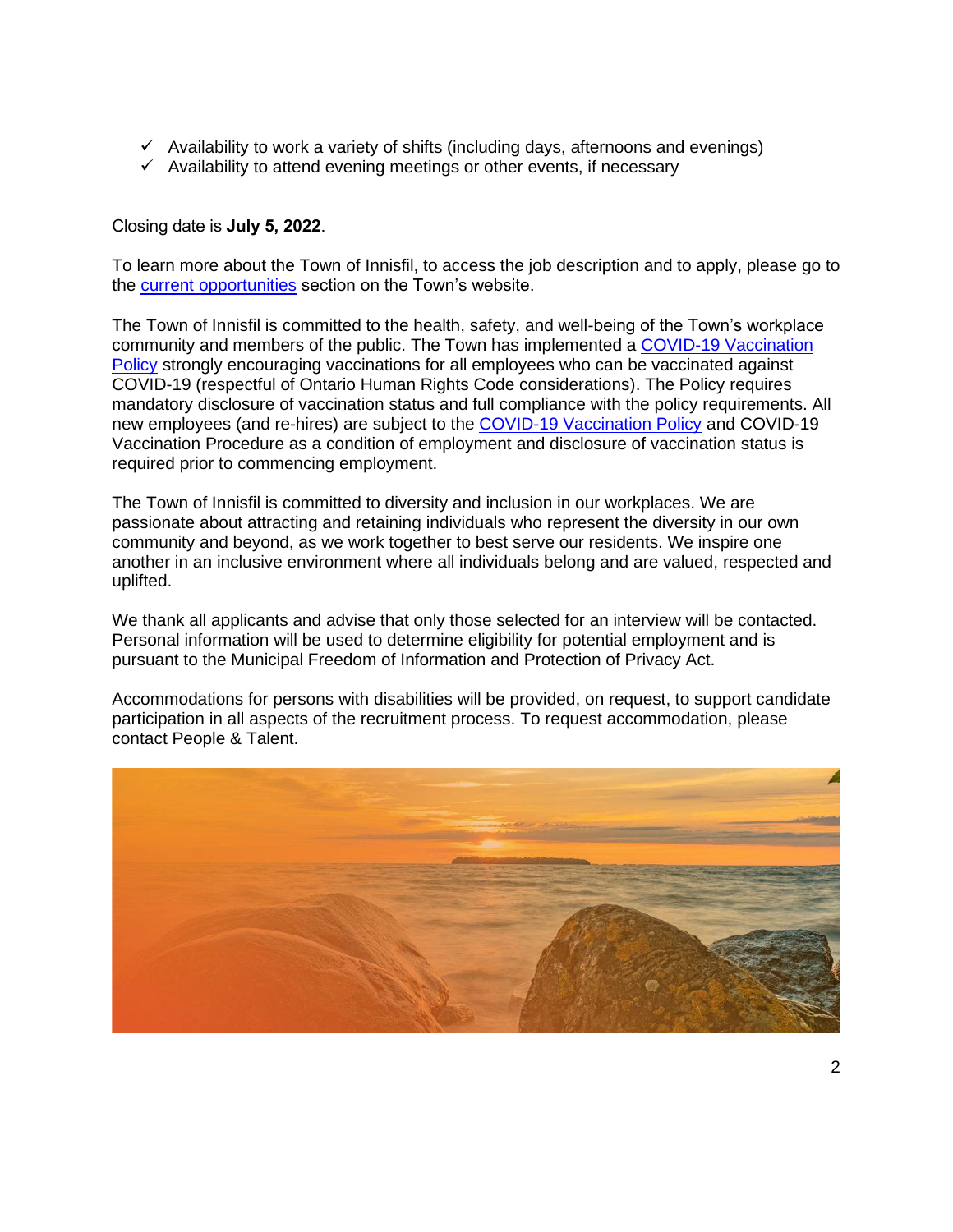- ✓ Availability to work a variety of shifts (including days, afternoons and evenings)
- ✓ Availability to attend evening meetings or other events, if necessary

Closing date is **July 5, 2022**.

To learn more about the Town of Innisfil, to access the job description and to apply, please go to the current opportunities section on the Town's website.

The Town of Innisfil is committed to the health, safety, and well-being of the Town's workplace community and members of the public. The Town has implemented a COVID-19 Vaccination Policy strongly encouraging vaccinations for all employees who can be vaccinated against COVID-19 (respectful of Ontario Human Rights Code considerations). The Policy requires mandatory disclosure of vaccination status and full compliance with the policy requirements. All new employees (and re-hires) are subject to the COVID-19 Vaccination Policy and COVID-19 Vaccination Procedure as a condition of employment and disclosure of vaccination status is required prior to commencing employment.

The Town of Innisfil is committed to diversity and inclusion in our workplaces. We are passionate about attracting and retaining individuals who represent the diversity in our own community and beyond, as we work together to best serve our residents. We inspire one another in an inclusive environment where all individuals belong and are valued, respected and uplifted.

We thank all applicants and advise that only those selected for an interview will be contacted. Personal information will be used to determine eligibility for potential employment and is pursuant to the Municipal Freedom of Information and Protection of Privacy Act.

Accommodations for persons with disabilities will be provided, on request, to support candidate participation in all aspects of the recruitment process. To request accommodation, please contact People & Talent.